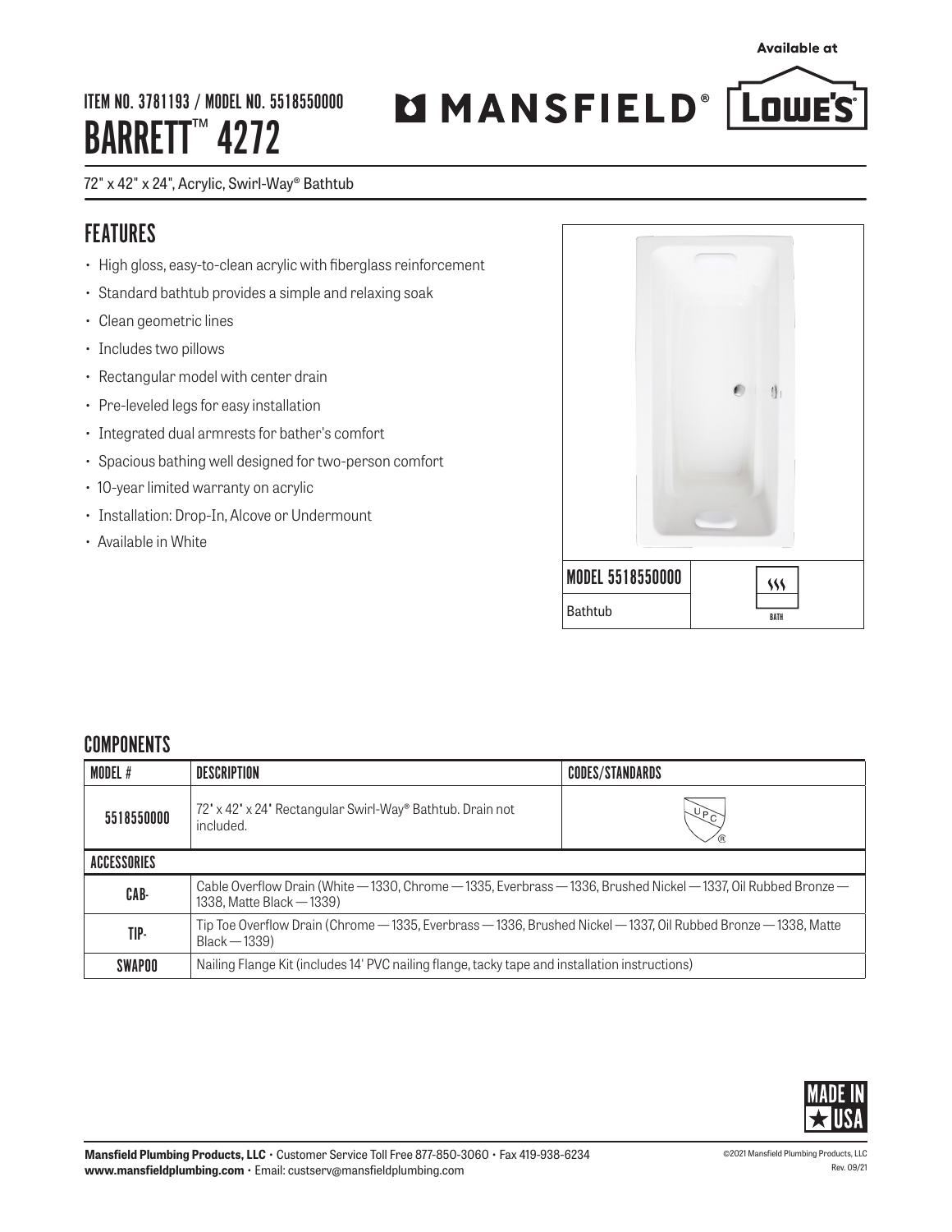Available at

ITEM NO. 3781193 / MODEL NO. 5518550000

# BARRETT™ 4272

MANSFIELD® LOWE'S

72" x 42" x 24", Acrylic, Swirl-Way® Bathtub

## FEATURES

- High gloss, easy-to-clean acrylic with fiberglass reinforcement
- Standard bathtub provides a simple and relaxing soak
- Clean geometric lines
- Includes two pillows
- Rectangular model with center drain
- Pre-leveled legs for easy installation
- Integrated dual armrests for bather's comfort
- Spacious bathing well designed for two-person comfort
- 10-year limited warranty on acrylic
- Installation: Drop-In, Alcove or Undermount
- Available in White

| MODEL 5518550000 | |
|---|---|
| Bathtub | BATH |

## COMPONENTS

| MODEL # | DESCRIPTION | CODES/STANDARDS |
|---|---|---|
| 5518550000 | 72" x 42" x 24" Rectangular Swirl-Way® Bathtub. Drain not included. | UPC® |
| **ACCESSORIES** | | |
| CAB- | Cable Overflow Drain (White — 1330, Chrome — 1335, Everbrass — 1336, Brushed Nickel — 1337, Oil Rubbed Bronze — 1338, Matte Black — 1339) | |
| TIP- | Tip Toe Overflow Drain (Chrome — 1335, Everbrass — 1336, Brushed Nickel — 1337, Oil Rubbed Bronze — 1338, Matte Black — 1339) | |
| SWAP00 | Nailing Flange Kit (includes 14' PVC nailing flange, tacky tape and installation instructions) | |

MADE IN USA

**Mansfield Plumbing Products, LLC** • Customer Service Toll Free 877-850-3060 • Fax 419-938-6234
**www.mansfieldplumbing.com** • Email: custserv@mansfieldplumbing.com

©2021 Mansfield Plumbing Products, LLC
Rev. 09/21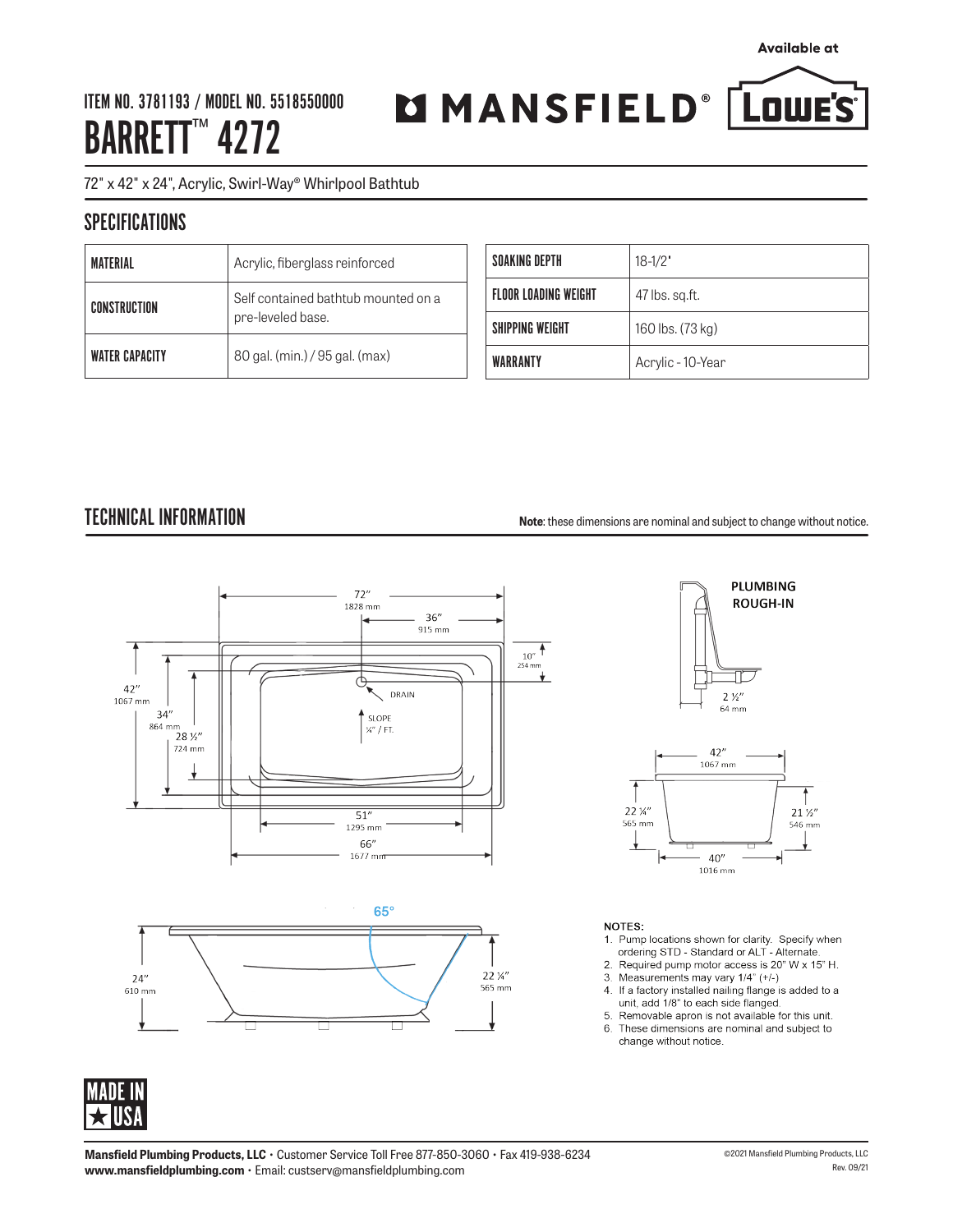ITEM NO. 3781193 / MODEL NO. 5518550000

# BARRETT™ 4272

MANSFIELD® | Available at LOWE'S

72" x 42" x 24", Acrylic, Swirl-Way® Whirlpool Bathtub

## SPECIFICATIONS

| | |
|---|---|
| MATERIAL | Acrylic, fiberglass reinforced |
| CONSTRUCTION | Self contained bathtub mounted on a pre-leveled base. |
| WATER CAPACITY | 80 gal. (min.) / 95 gal. (max) |

| | |
|---|---|
| SOAKING DEPTH | 18-1/2" |
| FLOOR LOADING WEIGHT | 47 lbs. sq.ft. |
| SHIPPING WEIGHT | 160 lbs. (73 kg) |
| WARRANTY | Acrylic - 10-Year |

## TECHNICAL INFORMATION

**Note**: these dimensions are nominal and subject to change without notice.

72" 1828 mm
36" 915 mm
10" 254 mm
42" 1067 mm
34" 864 mm
28 ½" 724 mm
DRAIN
SLOPE ¼" / FT.
51" 1295 mm
66" 1677 mm

PLUMBING ROUGH-IN
2 ½" 64 mm

42" 1067 mm
22 ¼" 565 mm
21 ½" 546 mm
40" 1016 mm

65°
24" 610 mm
22 ¼" 565 mm

NOTES:

1. Pump locations shown for clarity. Specify when ordering STD - Standard or ALT - Alternate.
2. Required pump motor access is 20" W x 15" H.
3. Measurements may vary 1/4" (+/-)
4. If a factory installed nailing flange is added to a unit, add 1/8" to each side flanged.
5. Removable apron is not available for this unit.
6. These dimensions are nominal and subject to change without notice.

MADE IN USA

**Mansfield Plumbing Products, LLC** • Customer Service Toll Free 877-850-3060 • Fax 419-938-6234
**www.mansfieldplumbing.com** • Email: custserv@mansfieldplumbing.com

©2021 Mansfield Plumbing Products, LLC
Rev. 09/21